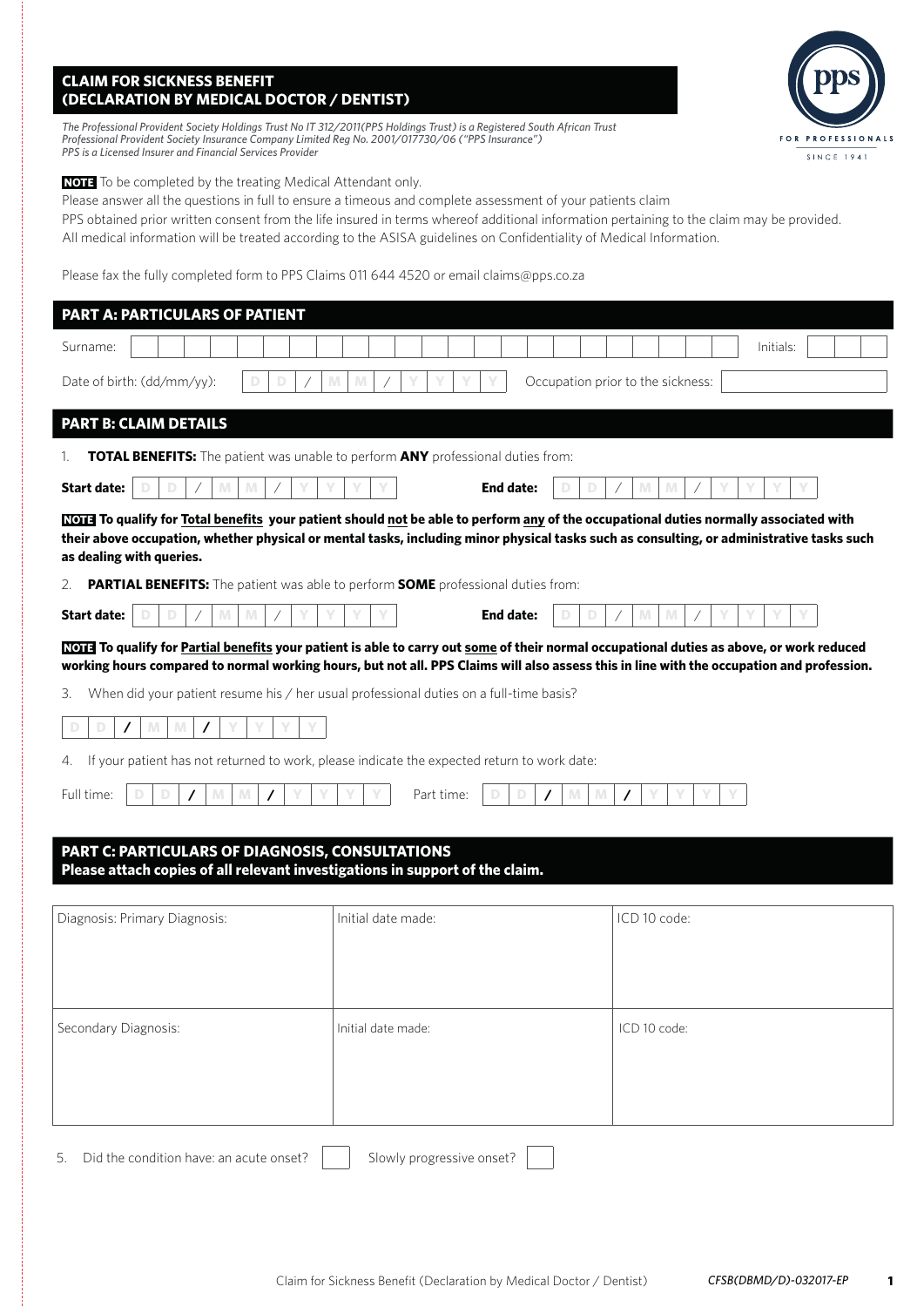## CLAIM FOR SICKNESS BENEFIT (DECLARATION BY MEDICAL DOCTOR / DENTIST)

*The Professional Provident Society Holdings Trust No IT 312/2011(PPS Holdings Trust) is a Registered South African Trust*
*Professional Provident Society Insurance Company Limited Reg No. 2001/017730/06 ("PPS Insurance")*
*PPS is a Licensed Insurer and Financial Services Provider*

**NOTE** To be completed by the treating Medical Attendant only.
Please answer all the questions in full to ensure a timeous and complete assessment of your patients claim
PPS obtained prior written consent from the life insured in terms whereof additional information pertaining to the claim may be provided.
All medical information will be treated according to the ASISA guidelines on Confidentiality of Medical Information.

Please fax the fully completed form to PPS Claims 011 644 4520 or email claims@pps.co.za

## PART A: PARTICULARS OF PATIENT

Surname: ______________________ Initials: ______

Date of birth: (dd/mm/yy): DD / MM / YYYY    Occupation prior to the sickness: ______________________

## PART B: CLAIM DETAILS

1. **TOTAL BENEFITS:** The patient was unable to perform **ANY** professional duties from:

**Start date:** DD / MM / YYYY    **End date:** DD / MM / YYYY

**NOTE To qualify for <u>Total benefits</u> your patient should <u>not</u> be able to perform <u>any</u> of the occupational duties normally associated with their above occupation, whether physical or mental tasks, including minor physical tasks such as consulting, or administrative tasks such as dealing with queries.**

2. **PARTIAL BENEFITS:** The patient was able to perform **SOME** professional duties from:

**Start date:** DD / MM / YYYY    **End date:** DD / MM / YYYY

**NOTE To qualify for <u>Partial benefits</u> your patient is able to carry out <u>some</u> of their normal occupational duties as above, or work reduced working hours compared to normal working hours, but not all. PPS Claims will also assess this in line with the occupation and profession.**

3. When did your patient resume his / her usual professional duties on a full-time basis?

DD / MM / YYYY

4. If your patient has not returned to work, please indicate the expected return to work date:

Full time: DD / MM / YYYY    Part time: DD / MM / YYYY

## PART C: PARTICULARS OF DIAGNOSIS, CONSULTATIONS

**Please attach copies of all relevant investigations in support of the claim.**

| Diagnosis: Primary Diagnosis: | Initial date made: | ICD 10 code: |
|---|---|---|
| Secondary Diagnosis: | Initial date made: | ICD 10 code: |

5. Did the condition have: an acute onset? ☐    Slowly progressive onset? ☐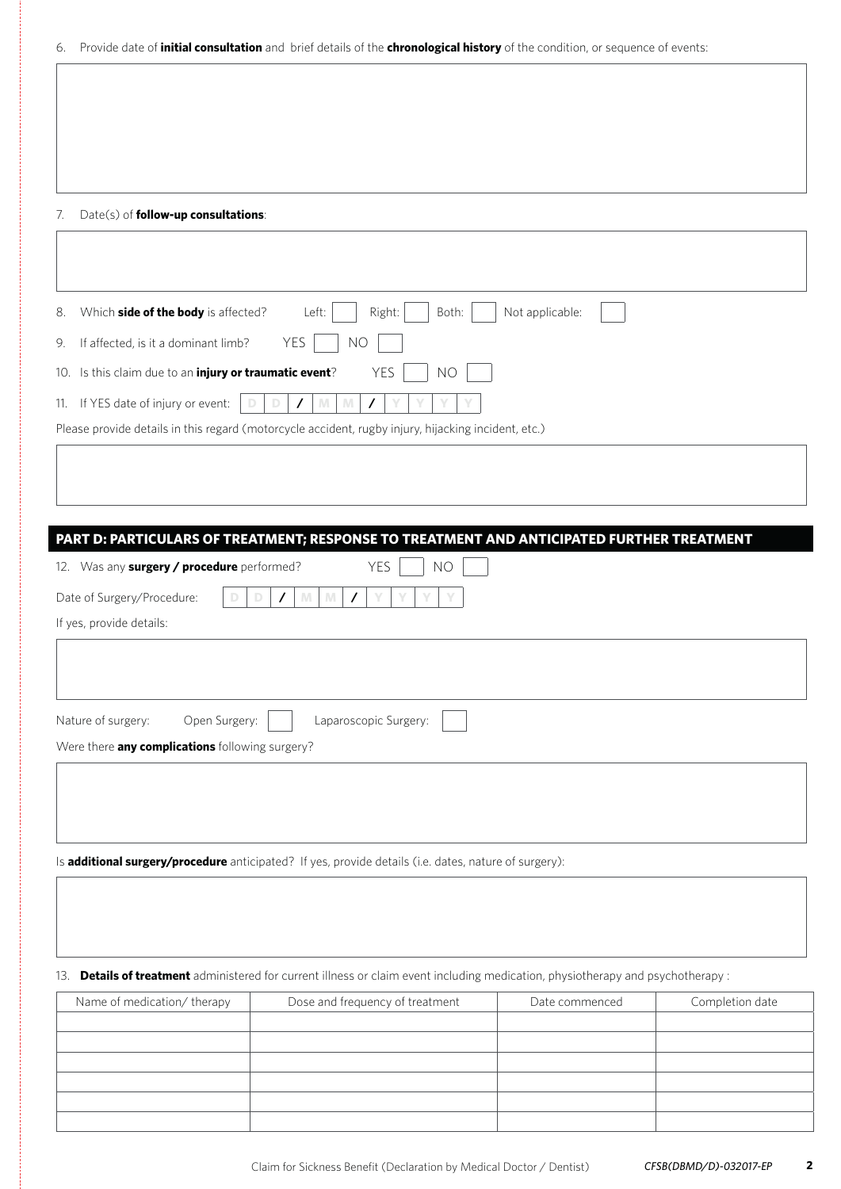6. Provide date of **initial consultation** and brief details of the **chronological history** of the condition, or sequence of events:

7. Date(s) of **follow-up consultations**:

8. Which **side of the body** is affected? Left: [ ] Right: [ ] Both: [ ] Not applicable: [ ]

9. If affected, is it a dominant limb? YES [ ] NO [ ]

10. Is this claim due to an **injury or traumatic event**? YES [ ] NO [ ]

11. If YES date of injury or event: D D / M M / Y Y Y Y

Please provide details in this regard (motorcycle accident, rugby injury, hijacking incident, etc.)

## PART D: PARTICULARS OF TREATMENT; RESPONSE TO TREATMENT AND ANTICIPATED FURTHER TREATMENT

12. Was any **surgery / procedure** performed? YES [ ] NO [ ]

Date of Surgery/Procedure: D D / M M / Y Y Y Y

If yes, provide details:

Nature of surgery: Open Surgery: [ ] Laparoscopic Surgery: [ ]

Were there **any complications** following surgery?

Is **additional surgery/procedure** anticipated? If yes, provide details (i.e. dates, nature of surgery):

13. **Details of treatment** administered for current illness or claim event including medication, physiotherapy and psychotherapy :

| Name of medication/ therapy | Dose and frequency of treatment | Date commenced | Completion date |
|---|---|---|---|
| | | | |
| | | | |
| | | | |
| | | | |
| | | | |
| | | | |

Claim for Sickness Benefit (Declaration by Medical Doctor / Dentist) *CFSB(DBMD/D)-032017-EP*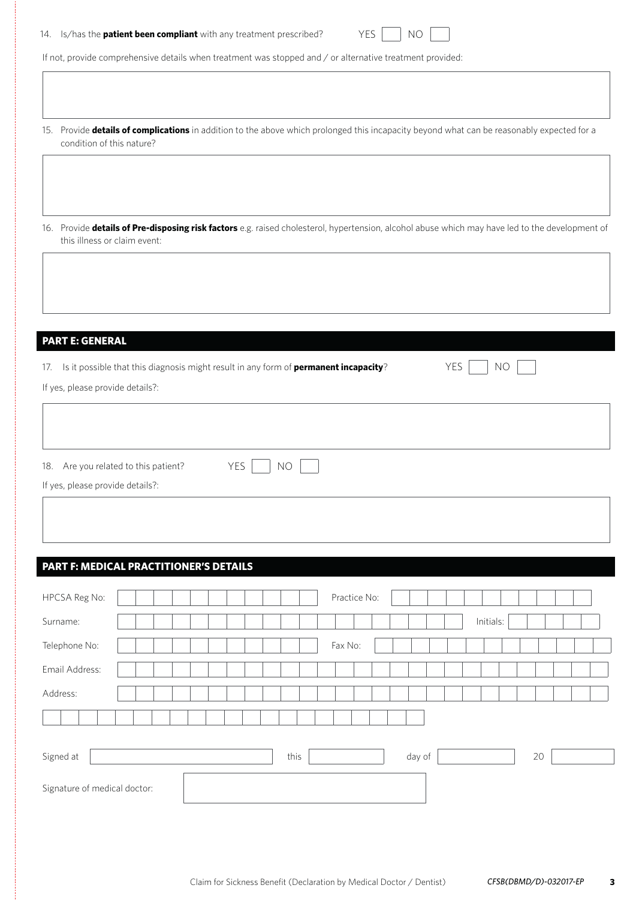14. Is/has the **patient been compliant** with any treatment prescribed? YES ☐ NO ☐

If not, provide comprehensive details when treatment was stopped and / or alternative treatment provided:

15. Provide **details of complications** in addition to the above which prolonged this incapacity beyond what can be reasonably expected for a condition of this nature?

16. Provide **details of Pre-disposing risk factors** e.g. raised cholesterol, hypertension, alcohol abuse which may have led to the development of this illness or claim event:

## PART E: GENERAL

17. Is it possible that this diagnosis might result in any form of **permanent incapacity**? YES ☐ NO ☐

If yes, please provide details?:

18. Are you related to this patient? YES ☐ NO ☐

If yes, please provide details?:

## PART F: MEDICAL PRACTITIONER'S DETAILS

| | | | |
|---|---|---|---|
| HPCSA Reg No: | | Practice No: | |
| Surname: | | Initials: | |
| Telephone No: | | Fax No: | |
| Email Address: | | | |
| Address: | | | |

Signed at ____________ this ____________ day of ____________ 20 ____________

Signature of medical doctor:

Claim for Sickness Benefit (Declaration by Medical Doctor / Dentist) *CFSB(DBMD/D)-032017-EP*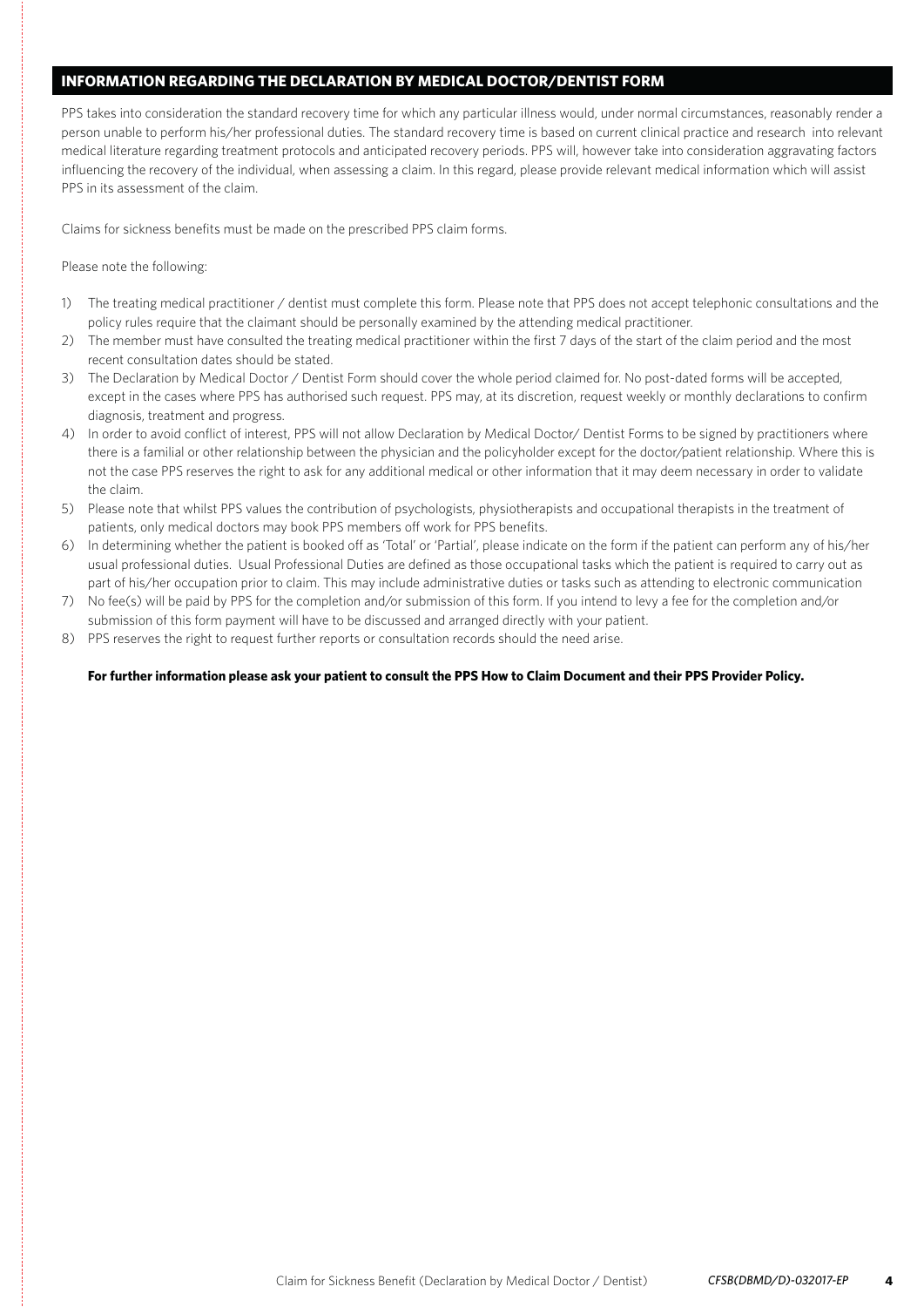## INFORMATION REGARDING THE DECLARATION BY MEDICAL DOCTOR/DENTIST FORM

PPS takes into consideration the standard recovery time for which any particular illness would, under normal circumstances, reasonably render a person unable to perform his/her professional duties. The standard recovery time is based on current clinical practice and research into relevant medical literature regarding treatment protocols and anticipated recovery periods. PPS will, however take into consideration aggravating factors influencing the recovery of the individual, when assessing a claim. In this regard, please provide relevant medical information which will assist PPS in its assessment of the claim.

Claims for sickness benefits must be made on the prescribed PPS claim forms.

Please note the following:

1) The treating medical practitioner / dentist must complete this form. Please note that PPS does not accept telephonic consultations and the policy rules require that the claimant should be personally examined by the attending medical practitioner.
2) The member must have consulted the treating medical practitioner within the first 7 days of the start of the claim period and the most recent consultation dates should be stated.
3) The Declaration by Medical Doctor / Dentist Form should cover the whole period claimed for. No post-dated forms will be accepted, except in the cases where PPS has authorised such request. PPS may, at its discretion, request weekly or monthly declarations to confirm diagnosis, treatment and progress.
4) In order to avoid conflict of interest, PPS will not allow Declaration by Medical Doctor/ Dentist Forms to be signed by practitioners where there is a familial or other relationship between the physician and the policyholder except for the doctor/patient relationship. Where this is not the case PPS reserves the right to ask for any additional medical or other information that it may deem necessary in order to validate the claim.
5) Please note that whilst PPS values the contribution of psychologists, physiotherapists and occupational therapists in the treatment of patients, only medical doctors may book PPS members off work for PPS benefits.
6) In determining whether the patient is booked off as 'Total' or 'Partial', please indicate on the form if the patient can perform any of his/her usual professional duties. Usual Professional Duties are defined as those occupational tasks which the patient is required to carry out as part of his/her occupation prior to claim. This may include administrative duties or tasks such as attending to electronic communication
7) No fee(s) will be paid by PPS for the completion and/or submission of this form. If you intend to levy a fee for the completion and/or submission of this form payment will have to be discussed and arranged directly with your patient.
8) PPS reserves the right to request further reports or consultation records should the need arise.

**For further information please ask your patient to consult the PPS How to Claim Document and their PPS Provider Policy.**